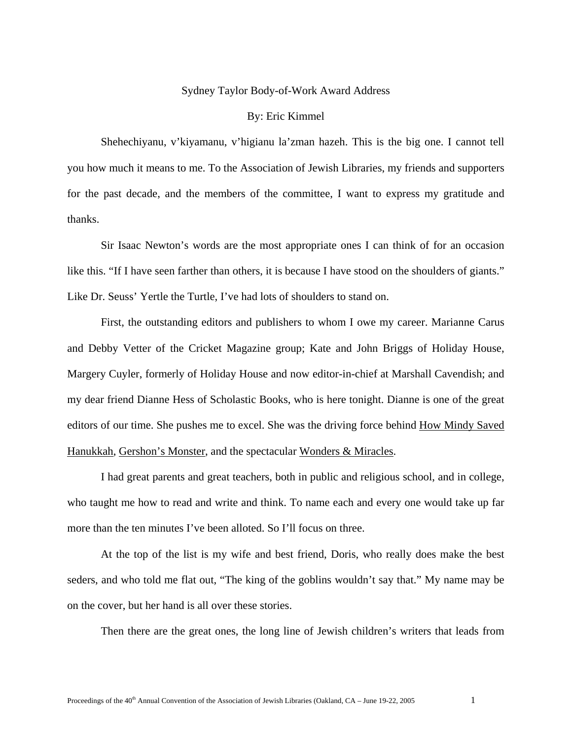# Sydney Taylor Body-of-Work Award Address

By: Eric Kimmel

Shehechiyanu, v'kiyamanu, v'higianu la'zman hazeh. This is the big one. I cannot tell you how much it means to me. To the Association of Jewish Libraries, my friends and supporters for the past decade, and the members of the committee, I want to express my gratitude and thanks.

Sir Isaac Newton's words are the most appropriate ones I can think of for an occasion like this. "If I have seen farther than others, it is because I have stood on the shoulders of giants." Like Dr. Seuss' Yertle the Turtle, I've had lots of shoulders to stand on.

First, the outstanding editors and publishers to whom I owe my career. Marianne Carus and Debby Vetter of the Cricket Magazine group; Kate and John Briggs of Holiday House, Margery Cuyler, formerly of Holiday House and now editor-in-chief at Marshall Cavendish; and my dear friend Dianne Hess of Scholastic Books, who is here tonight. Dianne is one of the great editors of our time. She pushes me to excel. She was the driving force behind How Mindy Saved Hanukkah, Gershon's Monster, and the spectacular Wonders & Miracles.

I had great parents and great teachers, both in public and religious school, and in college, who taught me how to read and write and think. To name each and every one would take up far more than the ten minutes I've been alloted. So I'll focus on three.

At the top of the list is my wife and best friend, Doris, who really does make the best seders, and who told me flat out, "The king of the goblins wouldn't say that." My name may be on the cover, but her hand is all over these stories.

Then there are the great ones, the long line of Jewish children's writers that leads from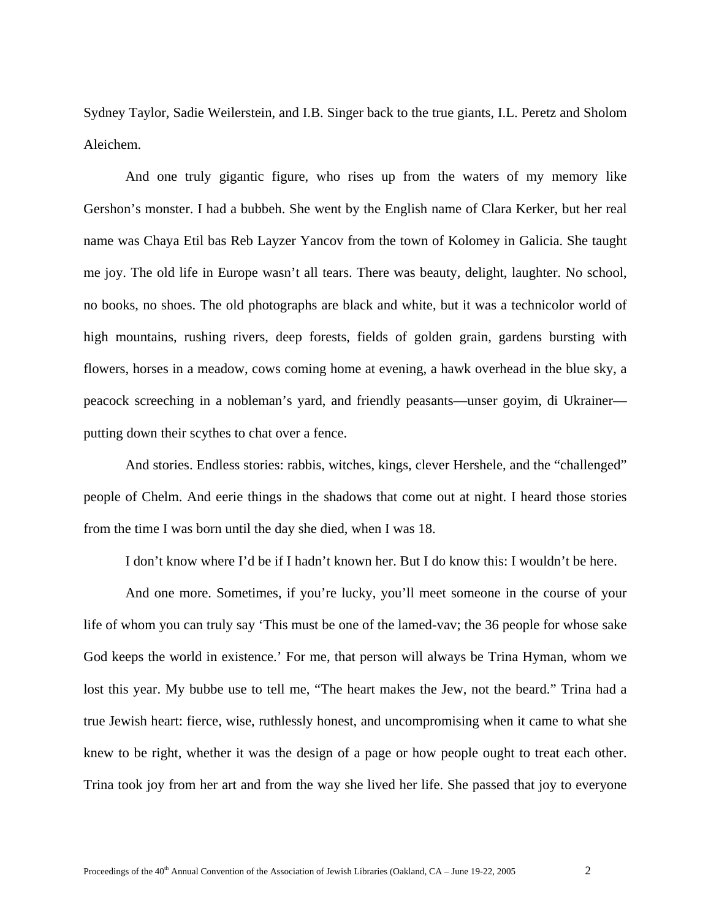Sydney Taylor, Sadie Weilerstein, and I.B. Singer back to the true giants, I.L. Peretz and Sholom Aleichem.

And one truly gigantic figure, who rises up from the waters of my memory like Gershon's monster. I had a bubbeh. She went by the English name of Clara Kerker, but her real name was Chaya Etil bas Reb Layzer Yancov from the town of Kolomey in Galicia. She taught me joy. The old life in Europe wasn't all tears. There was beauty, delight, laughter. No school, no books, no shoes. The old photographs are black and white, but it was a technicolor world of high mountains, rushing rivers, deep forests, fields of golden grain, gardens bursting with flowers, horses in a meadow, cows coming home at evening, a hawk overhead in the blue sky, a peacock screeching in a nobleman's yard, and friendly peasants—unser goyim, di Ukrainer—putting down their scythes to chat over a fence.

And stories. Endless stories: rabbis, witches, kings, clever Hershele, and the "challenged" people of Chelm. And eerie things in the shadows that come out at night. I heard those stories from the time I was born until the day she died, when I was 18.

I don't know where I'd be if I hadn't known her. But I do know this: I wouldn't be here.

And one more. Sometimes, if you're lucky, you'll meet someone in the course of your life of whom you can truly say 'This must be one of the lamed-vav; the 36 people for whose sake God keeps the world in existence.' For me, that person will always be Trina Hyman, whom we lost this year. My bubbe use to tell me, "The heart makes the Jew, not the beard." Trina had a true Jewish heart: fierce, wise, ruthlessly honest, and uncompromising when it came to what she knew to be right, whether it was the design of a page or how people ought to treat each other. Trina took joy from her art and from the way she lived her life. She passed that joy to everyone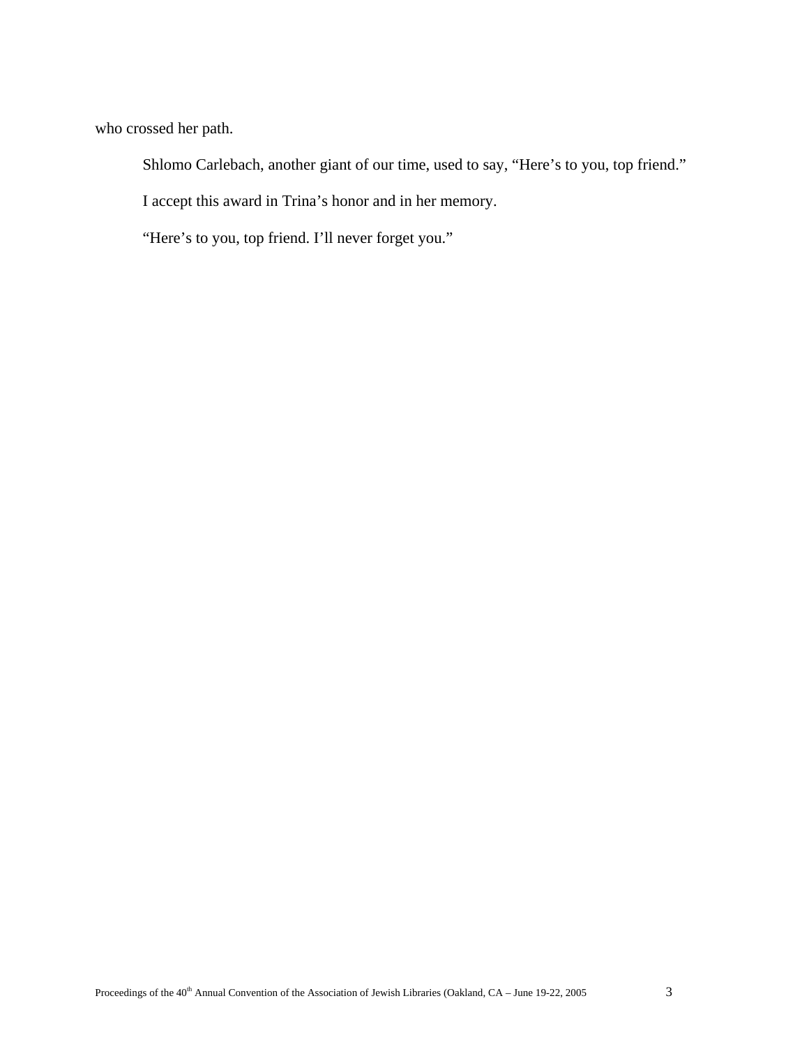who crossed her path.

Shlomo Carlebach, another giant of our time, used to say, “Here’s to you, top friend.”

I accept this award in Trina’s honor and in her memory.

“Here’s to you, top friend. I’ll never forget you.”